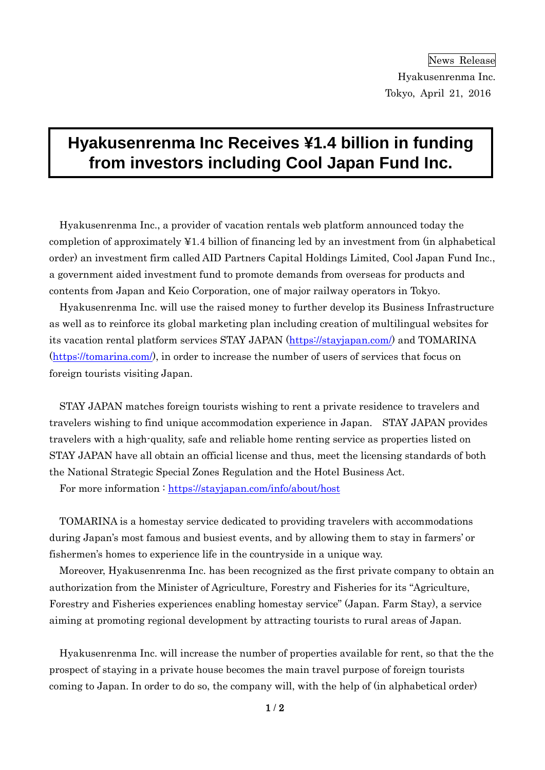News Release

Hyakusenrenma Inc.

Tokyo, April 21, 2016

# Hyakusenrenma Inc Receives ¥1.4 billion in funding from investors including Cool Japan Fund Inc.

Hyakusenrenma Inc., a provider of vacation rentals web platform announced today the completion of approximately ¥1.4 billion of financing led by an investment from (in alphabetical order) an investment firm called AID Partners Capital Holdings Limited, Cool Japan Fund Inc., a government aided investment fund to promote demands from overseas for products and contents from Japan and Keio Corporation, one of major railway operators in Tokyo.

Hyakusenrenma Inc. will use the raised money to further develop its Business Infrastructure as well as to reinforce its global marketing plan including creation of multilingual websites for its vacation rental platform services STAY JAPAN (https://stayjapan.com/) and TOMARINA (https://tomarina.com/), in order to increase the number of users of services that focus on foreign tourists visiting Japan.

STAY JAPAN matches foreign tourists wishing to rent a private residence to travelers and travelers wishing to find unique accommodation experience in Japan. STAY JAPAN provides travelers with a high-quality, safe and reliable home renting service as properties listed on STAY JAPAN have all obtain an official license and thus, meet the licensing standards of both the National Strategic Special Zones Regulation and the Hotel Business Act.

For more information : https://stayjapan.com/info/about/host

TOMARINA is a homestay service dedicated to providing travelers with accommodations during Japan's most famous and busiest events, and by allowing them to stay in farmers' or fishermen's homes to experience life in the countryside in a unique way.

Moreover, Hyakusenrenma Inc. has been recognized as the first private company to obtain an authorization from the Minister of Agriculture, Forestry and Fisheries for its "Agriculture, Forestry and Fisheries experiences enabling homestay service" (Japan. Farm Stay), a service aiming at promoting regional development by attracting tourists to rural areas of Japan.

Hyakusenrenma Inc. will increase the number of properties available for rent, so that the the prospect of staying in a private house becomes the main travel purpose of foreign tourists coming to Japan. In order to do so, the company will, with the help of (in alphabetical order)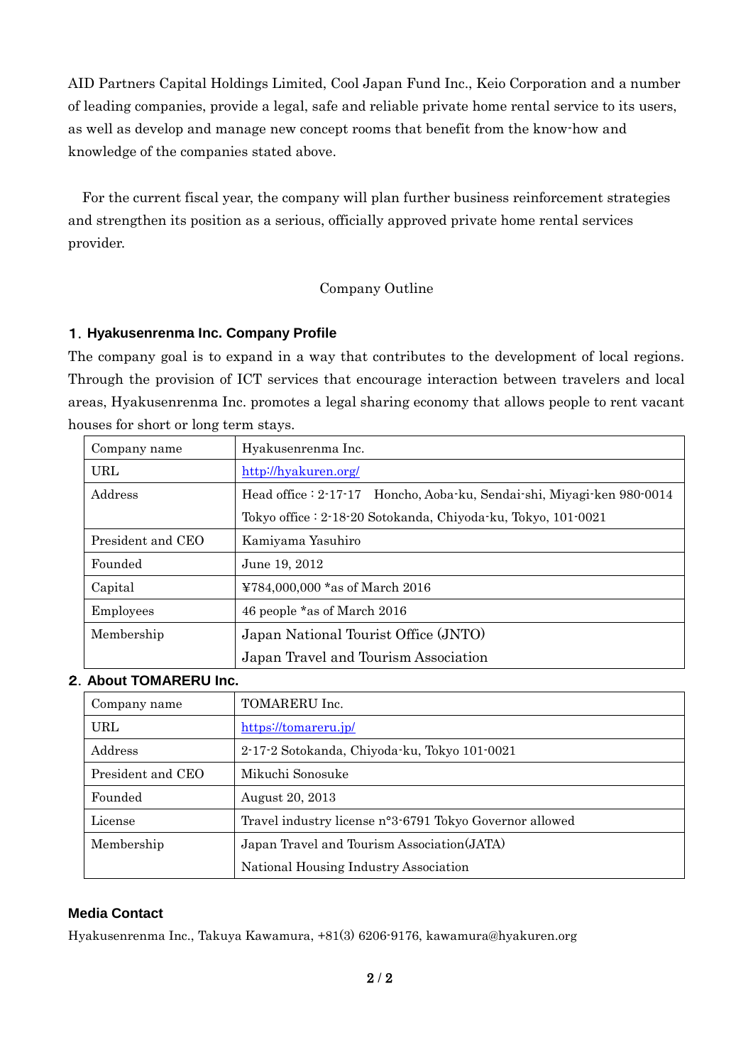AID Partners Capital Holdings Limited, Cool Japan Fund Inc., Keio Corporation and a number of leading companies, provide a legal, safe and reliable private home rental service to its users, as well as develop and manage new concept rooms that benefit from the know-how and knowledge of the companies stated above.

For the current fiscal year, the company will plan further business reinforcement strategies and strengthen its position as a serious, officially approved private home rental services provider.

Company Outline

### 1. Hyakusenrenma Inc. Company Profile

The company goal is to expand in a way that contributes to the development of local regions. Through the provision of ICT services that encourage interaction between travelers and local areas, Hyakusenrenma Inc. promotes a legal sharing economy that allows people to rent vacant houses for short or long term stays.

| | |
|---|---|
| Company name | Hyakusenrenma Inc. |
| URL | http://hyakuren.org/ |
| Address | Head office：2-17-17 Honcho, Aoba-ku, Sendai-shi, Miyagi-ken 980-0014<br>Tokyo office：2-18-20 Sotokanda, Chiyoda-ku, Tokyo, 101-0021 |
| President and CEO | Kamiyama Yasuhiro |
| Founded | June 19, 2012 |
| Capital | ¥784,000,000 *as of March 2016 |
| Employees | 46 people *as of March 2016 |
| Membership | Japan National Tourist Office (JNTO)<br>Japan Travel and Tourism Association |

### 2. About TOMARERU Inc.

| | |
|---|---|
| Company name | TOMARERU Inc. |
| URL | https://tomareru.jp/ |
| Address | 2-17-2 Sotokanda, Chiyoda-ku, Tokyo 101-0021 |
| President and CEO | Mikuchi Sonosuke |
| Founded | August 20, 2013 |
| License | Travel industry license n°3-6791 Tokyo Governor allowed |
| Membership | Japan Travel and Tourism Association(JATA)<br>National Housing Industry Association |

**Media Contact**

Hyakusenrenma Inc., Takuya Kawamura, +81(3) 6206-9176, kawamura@hyakuren.org